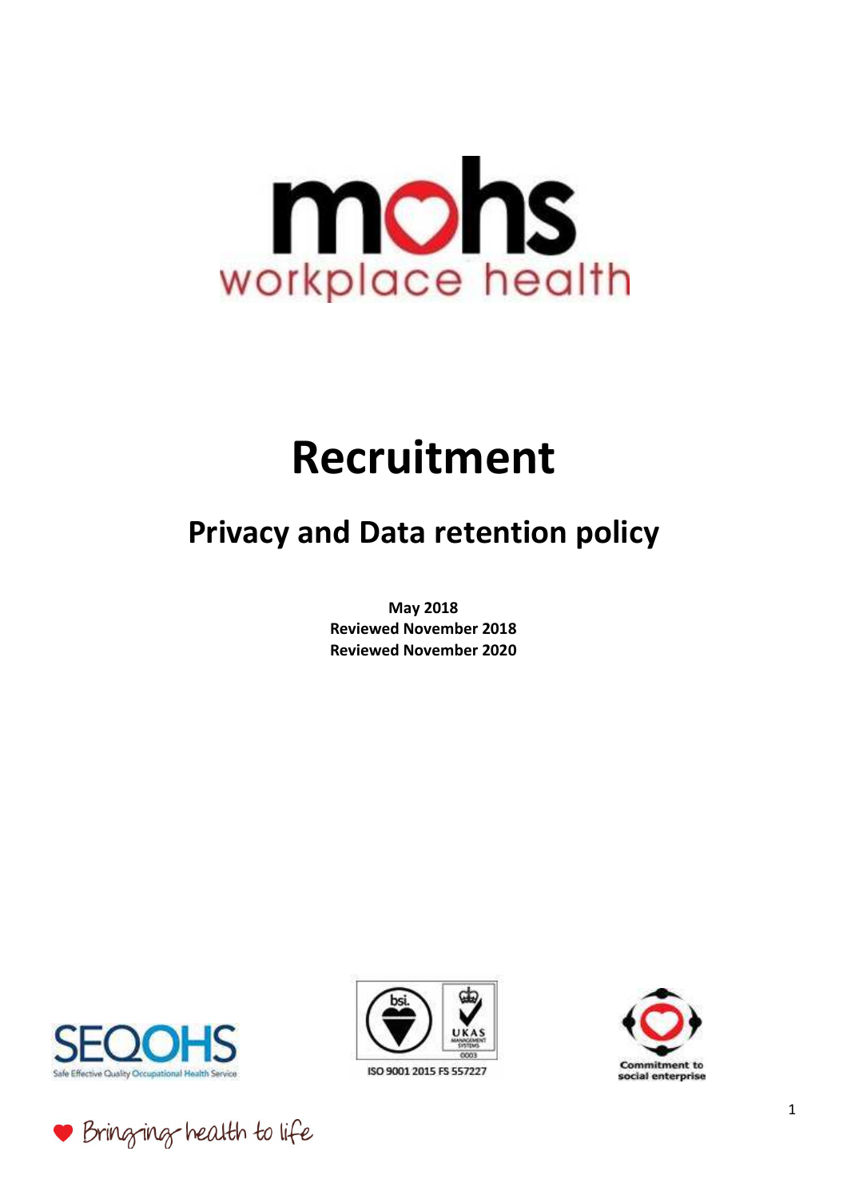mohs
workplace health

# Recruitment

## Privacy and Data retention policy

**May 2018**
**Reviewed November 2018**
**Reviewed November 2020**

SEQOHS Safe Effective Quality Occupational Health Service

ISO 9001 2015 FS 557227

Commitment to social enterprise

Bringing health to life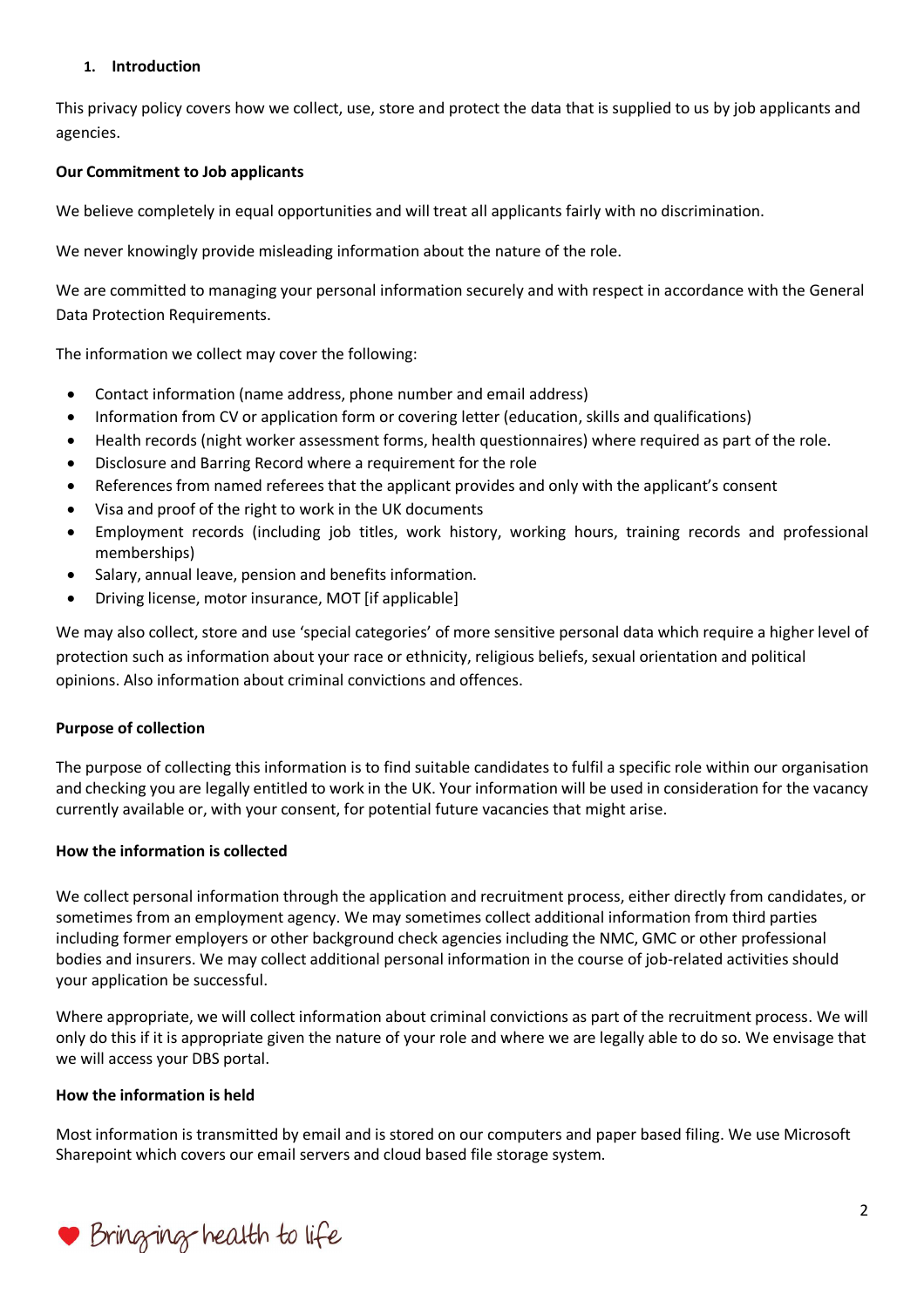## 1. Introduction

This privacy policy covers how we collect, use, store and protect the data that is supplied to us by job applicants and agencies.

**Our Commitment to Job applicants**

We believe completely in equal opportunities and will treat all applicants fairly with no discrimination.

We never knowingly provide misleading information about the nature of the role.

We are committed to managing your personal information securely and with respect in accordance with the General Data Protection Requirements.

The information we collect may cover the following:

- Contact information (name address, phone number and email address)
- Information from CV or application form or covering letter (education, skills and qualifications)
- Health records (night worker assessment forms, health questionnaires) where required as part of the role.
- Disclosure and Barring Record where a requirement for the role
- References from named referees that the applicant provides and only with the applicant's consent
- Visa and proof of the right to work in the UK documents
- Employment records (including job titles, work history, working hours, training records and professional memberships)
- Salary, annual leave, pension and benefits information.
- Driving license, motor insurance, MOT [if applicable]

We may also collect, store and use 'special categories' of more sensitive personal data which require a higher level of protection such as information about your race or ethnicity, religious beliefs, sexual orientation and political opinions. Also information about criminal convictions and offences.

**Purpose of collection**

The purpose of collecting this information is to find suitable candidates to fulfil a specific role within our organisation and checking you are legally entitled to work in the UK. Your information will be used in consideration for the vacancy currently available or, with your consent, for potential future vacancies that might arise.

**How the information is collected**

We collect personal information through the application and recruitment process, either directly from candidates, or sometimes from an employment agency. We may sometimes collect additional information from third parties including former employers or other background check agencies including the NMC, GMC or other professional bodies and insurers. We may collect additional personal information in the course of job-related activities should your application be successful.

Where appropriate, we will collect information about criminal convictions as part of the recruitment process. We will only do this if it is appropriate given the nature of your role and where we are legally able to do so. We envisage that we will access your DBS portal.

**How the information is held**

Most information is transmitted by email and is stored on our computers and paper based filing. We use Microsoft Sharepoint which covers our email servers and cloud based file storage system.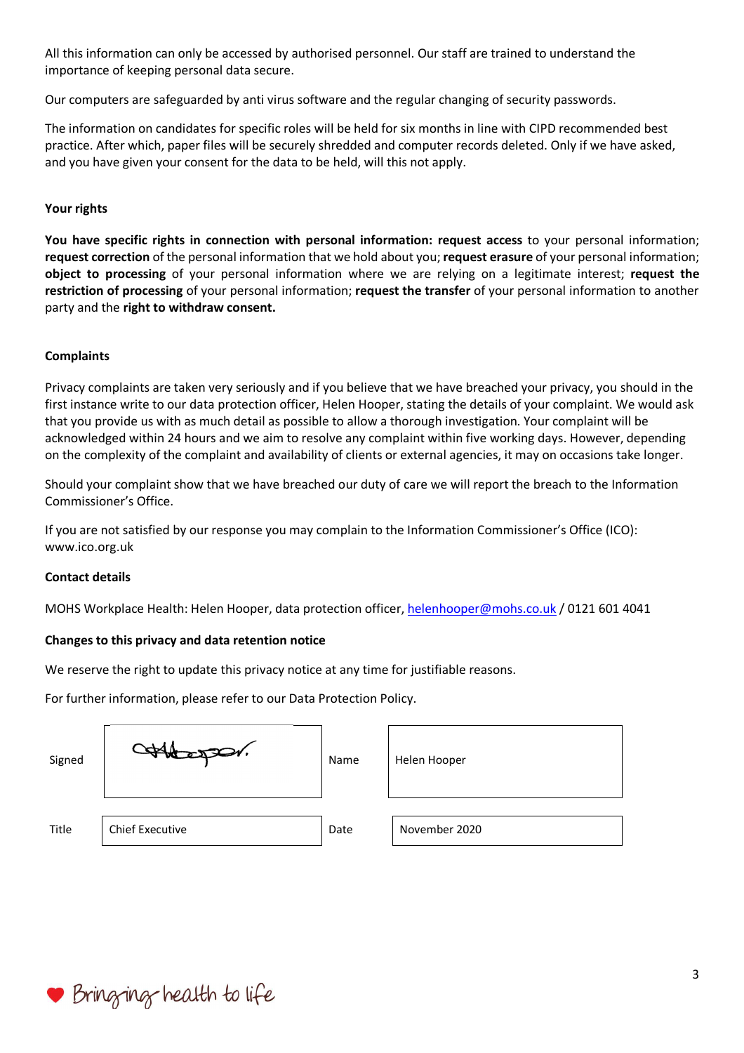All this information can only be accessed by authorised personnel. Our staff are trained to understand the importance of keeping personal data secure.

Our computers are safeguarded by anti virus software and the regular changing of security passwords.

The information on candidates for specific roles will be held for six months in line with CIPD recommended best practice. After which, paper files will be securely shredded and computer records deleted. Only if we have asked, and you have given your consent for the data to be held, will this not apply.

### Your rights

**You have specific rights in connection with personal information: request access** to your personal information; **request correction** of the personal information that we hold about you; **request erasure** of your personal information; **object to processing** of your personal information where we are relying on a legitimate interest; **request the restriction of processing** of your personal information; **request the transfer** of your personal information to another party and the **right to withdraw consent.**

### Complaints

Privacy complaints are taken very seriously and if you believe that we have breached your privacy, you should in the first instance write to our data protection officer, Helen Hooper, stating the details of your complaint. We would ask that you provide us with as much detail as possible to allow a thorough investigation. Your complaint will be acknowledged within 24 hours and we aim to resolve any complaint within five working days. However, depending on the complexity of the complaint and availability of clients or external agencies, it may on occasions take longer.

Should your complaint show that we have breached our duty of care we will report the breach to the Information Commissioner's Office.

If you are not satisfied by our response you may complain to the Information Commissioner's Office (ICO): www.ico.org.uk

### Contact details

MOHS Workplace Health: Helen Hooper, data protection officer, helenhooper@mohs.co.uk / 0121 601 4041

### Changes to this privacy and data retention notice

We reserve the right to update this privacy notice at any time for justifiable reasons.

For further information, please refer to our Data Protection Policy.

| | | | |
|---|---|---|---|
| Signed | | Name | Helen Hooper |
| Title | Chief Executive | Date | November 2020 |

Bringing health to life